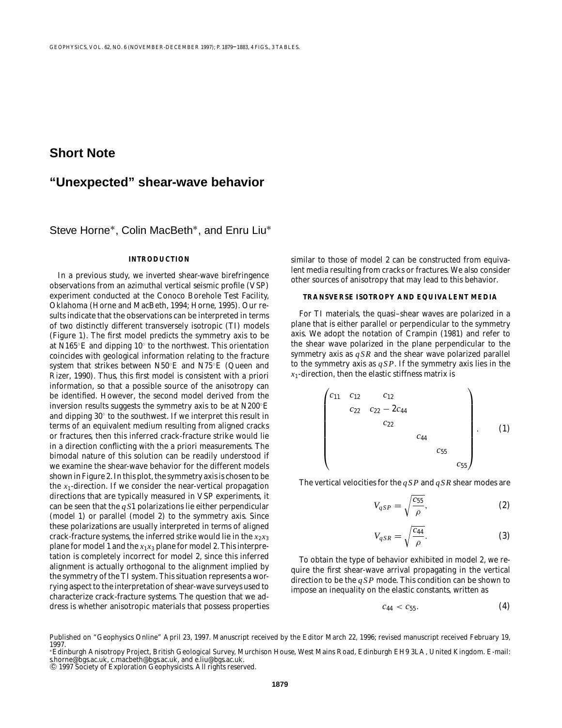## Short Note

# "Unexpected" shear-wave behavior

Steve Horne*, Colin MacBeth*, and Enru Liu*

### INTRODUCTION

In a previous study, we inverted shear-wave birefringence observations from an azimuthal vertical seismic profile (VSP) experiment conducted at the Conoco Borehole Test Facility, Oklahoma (Horne and MacBeth, 1994; Horne, 1995). Our results indicate that the observations can be interpreted in terms of two distinctly different transversely isotropic (TI) models (Figure 1). The first model predicts the symmetry axis to be at N165°E and dipping 10° to the northwest. This orientation coincides with geological information relating to the fracture system that strikes between N50°E and N75°E (Queen and Rizer, 1990). Thus, this first model is consistent with a priori information, so that a possible source of the anisotropy can be identified. However, the second model derived from the inversion results suggests the symmetry axis to be at N200°E and dipping 30° to the southwest. If we interpret this result in terms of an equivalent medium resulting from aligned cracks or fractures, then this inferred crack-fracture strike would lie in a direction conflicting with the a priori measurements. The bimodal nature of this solution can be readily understood if we examine the shear-wave behavior for the different models shown in Figure 2. In this plot, the symmetry axis is chosen to be the $x_1$-direction. If we consider the near-vertical propagation directions that are typically measured in VSP experiments, it can be seen that the $qS1$ polarizations lie either perpendicular (model 1) or parallel (model 2) to the symmetry axis. Since these polarizations are usually interpreted in terms of aligned crack-fracture systems, the inferred strike would lie in the $x_2x_3$ plane for model 1 and the $x_1x_3$ plane for model 2. This interpretation is completely incorrect for model 2, since this inferred alignment is actually orthogonal to the alignment implied by the symmetry of the TI system. This situation represents a worrying aspect to the interpretation of shear-wave surveys used to characterize crack-fracture systems. The question that we address is whether anisotropic materials that possess properties similar to those of model 2 can be constructed from equivalent media resulting from cracks or fractures. We also consider other sources of anisotropy that may lead to this behavior.

### TRANSVERSE ISOTROPY AND EQUIVALENT MEDIA

For TI materials, the quasi–shear waves are polarized in a plane that is either parallel or perpendicular to the symmetry axis. We adopt the notation of Crampin (1981) and refer to the shear wave polarized in the plane perpendicular to the symmetry axis as $qSR$ and the shear wave polarized parallel to the symmetry axis as $qSP$. If the symmetry axis lies in the $x_1$-direction, then the elastic stiffness matrix is

$$\begin{pmatrix} c_{11} & c_{12} & c_{12} & & & \\ & c_{22} & c_{22}-2c_{44} & & & \\ & & c_{22} & & & \\ & & & c_{44} & & \\ & & & & c_{55} & \\ & & & & & c_{55} \end{pmatrix}. \tag{1}$$

The vertical velocities for the $qSP$ and $qSR$ shear modes are

$$V_{qSP} = \sqrt{\frac{c_{55}}{\rho}}, \tag{2}$$

$$V_{qSR} = \sqrt{\frac{c_{44}}{\rho}}. \tag{3}$$

To obtain the type of behavior exhibited in model 2, we require the first shear-wave arrival propagating in the vertical direction to be the $qSP$ mode. This condition can be shown to impose an inequality on the elastic constants, written as

$$c_{44} < c_{55}. \tag{4}$$

Published on "Geophysics Online" April 23, 1997. Manuscript received by the Editor March 22, 1996; revised manuscript received February 19, 1997.

*Edinburgh Anisotropy Project, British Geological Survey, Murchison House, West Mains Road, Edinburgh EH9 3LA, United Kingdom. E-mail: s.horne@bgs.ac.uk, c.macbeth@bgs.ac.uk, and e.liu@bgs.ac.uk.

© 1997 Society of Exploration Geophysicists. All rights reserved.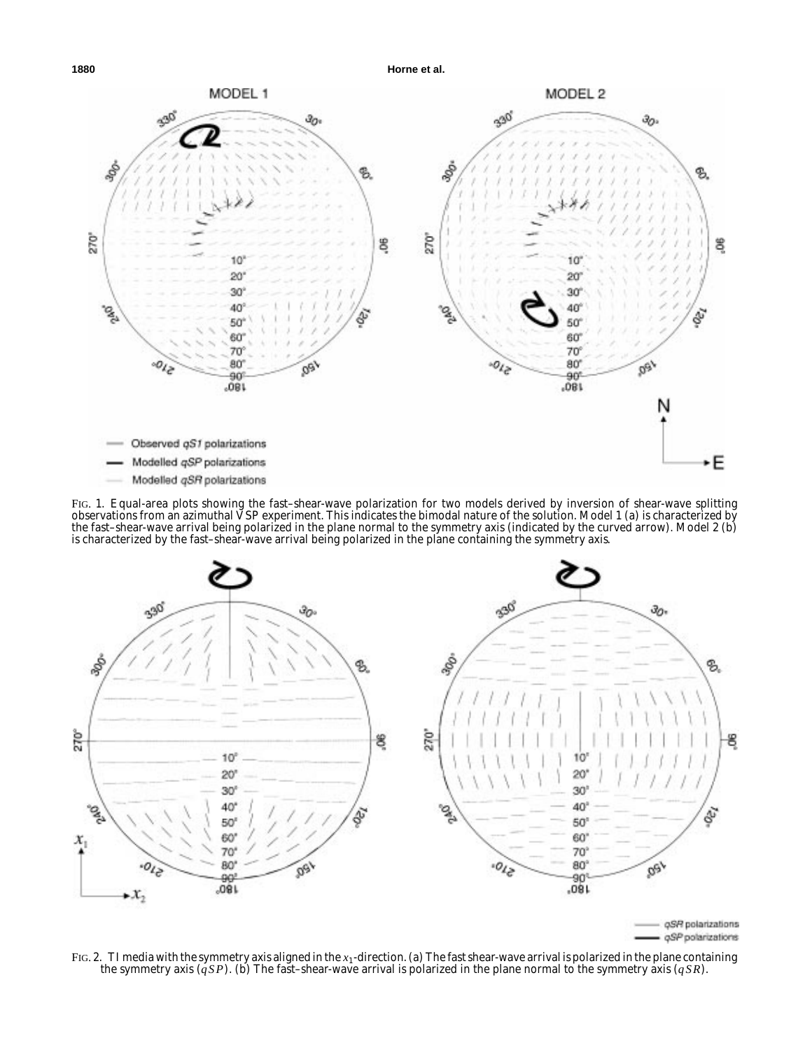MODEL 1

MODEL 2

330° 30° 300° 60° 270° 90° 240° 120° 210° 150° 180°

10° 20° 30° 40° 50° 60° 70° 80° 90°

N

E

Observed *qS1* polarizations

Modelled *qSP* polarizations

Modelled *qSR* polarizations

FIG. 1. Equal-area plots showing the fast–shear-wave polarization for two models derived by inversion of shear-wave splitting observations from an azimuthal VSP experiment. This indicates the bimodal nature of the solution. Model 1 (a) is characterized by the fast–shear-wave arrival being polarized in the plane normal to the symmetry axis (indicated by the curved arrow). Model 2 (b) is characterized by the fast–shear-wave arrival being polarized in the plane containing the symmetry axis.

330° 30° 300° 60° 270° 90° 240° 120° 210° 150° 180°

10° 20° 30° 40° 50° 60° 70° 80° 90°

$x_1$

$x_2$

*qSR* polarizations

*qSP* polarizations

FIG. 2. TI media with the symmetry axis aligned in the $x_1$-direction. (a) The fast shear-wave arrival is polarized in the plane containing the symmetry axis ($qSP$). (b) The fast–shear-wave arrival is polarized in the plane normal to the symmetry axis ($qSR$).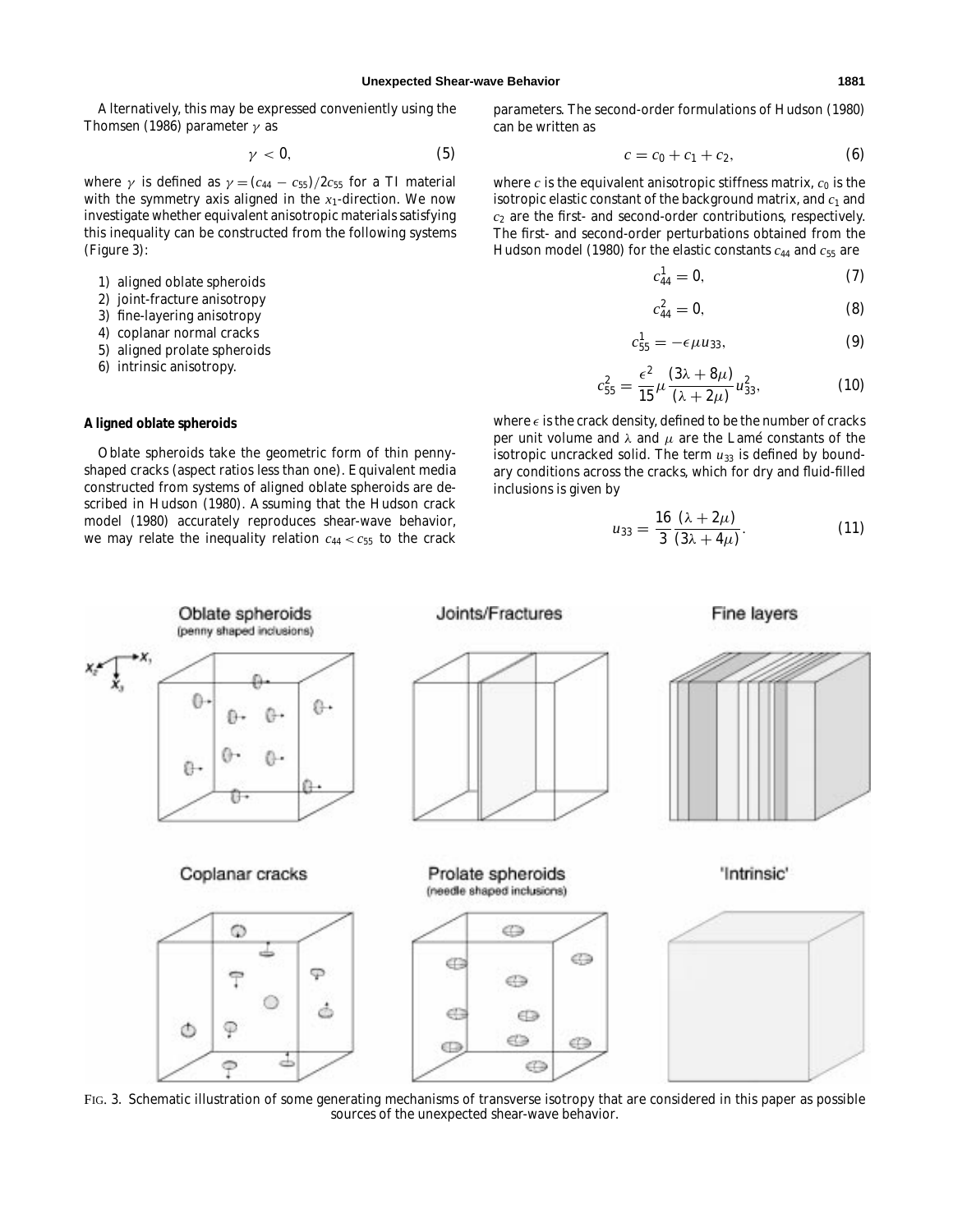Alternatively, this may be expressed conveniently using the Thomsen (1986) parameter $\gamma$ as

$$\gamma < 0, \tag{5}$$

where $\gamma$ is defined as $\gamma = (c_{44} - c_{55})/2c_{55}$ for a TI material with the symmetry axis aligned in the $x_1$-direction. We now investigate whether equivalent anisotropic materials satisfying this inequality can be constructed from the following systems (Figure 3):

1) aligned oblate spheroids
2) joint-fracture anisotropy
3) fine-layering anisotropy
4) coplanar normal cracks
5) aligned prolate spheroids
6) intrinsic anisotropy.

**Aligned oblate spheroids**

Oblate spheroids take the geometric form of thin penny-shaped cracks (aspect ratios less than one). Equivalent media constructed from systems of aligned oblate spheroids are described in Hudson (1980). Assuming that the Hudson crack model (1980) accurately reproduces shear-wave behavior, we may relate the inequality relation $c_{44} < c_{55}$ to the crack parameters. The second-order formulations of Hudson (1980) can be written as

$$c = c_0 + c_1 + c_2, \tag{6}$$

where $c$ is the equivalent anisotropic stiffness matrix, $c_0$ is the isotropic elastic constant of the background matrix, and $c_1$ and $c_2$ are the first- and second-order contributions, respectively. The first- and second-order perturbations obtained from the Hudson model (1980) for the elastic constants $c_{44}$ and $c_{55}$ are

$$c_{44}^1 = 0, \tag{7}$$

$$c_{44}^2 = 0, \tag{8}$$

$$c_{55}^1 = -\epsilon \mu u_{33}, \tag{9}$$

$$c_{55}^2 = \frac{\epsilon^2}{15}\mu \frac{(3\lambda + 8\mu)}{(\lambda + 2\mu)} u_{33}^2, \tag{10}$$

where $\epsilon$ is the crack density, defined to be the number of cracks per unit volume and $\lambda$ and $\mu$ are the Lamé constants of the isotropic uncracked solid. The term $u_{33}$ is defined by boundary conditions across the cracks, which for dry and fluid-filled inclusions is given by

$$u_{33} = \frac{16}{3}\frac{(\lambda + 2\mu)}{(3\lambda + 4\mu)}. \tag{11}$$

Oblate spheroids
(penny shaped inclusions)

Joints/Fractures

Fine layers

Coplanar cracks

Prolate spheroids
(needle shaped inclusions)

'Intrinsic'

FIG. 3. Schematic illustration of some generating mechanisms of transverse isotropy that are considered in this paper as possible sources of the unexpected shear-wave behavior.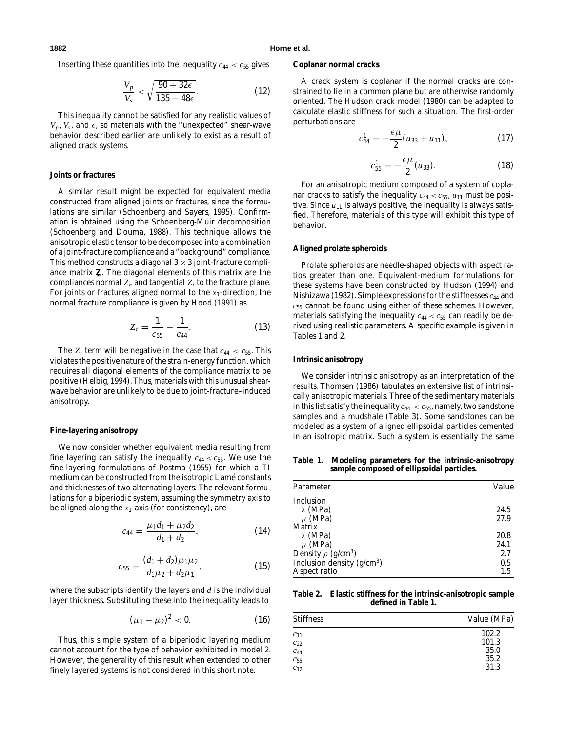Inserting these quantities into the inequality $c_{44} < c_{55}$ gives

$$\frac{V_p}{V_s} < \sqrt{\frac{90 + 32\epsilon}{135 - 48\epsilon}}. \tag{12}$$

This inequality cannot be satisfied for any realistic values of $V_p$, $V_s$, and $\epsilon$, so materials with the "unexpected" shear-wave behavior described earlier are unlikely to exist as a result of aligned crack systems.

### Joints or fractures

A similar result might be expected for equivalent media constructed from aligned joints or fractures, since the formulations are similar (Schoenberg and Sayers, 1995). Confirmation is obtained using the Schoenberg-Muir decomposition (Schoenberg and Douma, 1988). This technique allows the anisotropic elastic tensor to be decomposed into a combination of a joint-fracture compliance and a "background" compliance. This method constructs a diagonal $3 \times 3$ joint-fracture compliance matrix $\mathbf{Z}$. The diagonal elements of this matrix are the compliances normal $Z_n$ and tangential $Z_t$ to the fracture plane. For joints or fractures aligned normal to the $x_1$-direction, the normal fracture compliance is given by Hood (1991) as

$$Z_t = \frac{1}{c_{55}} - \frac{1}{c_{44}}. \tag{13}$$

The $Z_t$ term will be negative in the case that $c_{44} < c_{55}$. This violates the positive nature of the strain-energy function, which requires all diagonal elements of the compliance matrix to be positive (Helbig, 1994). Thus, materials with this unusual shear-wave behavior are unlikely to be due to joint-fracture–induced anisotropy.

### Fine-layering anisotropy

We now consider whether equivalent media resulting from fine layering can satisfy the inequality $c_{44} < c_{55}$. We use the fine-layering formulations of Postma (1955) for which a TI medium can be constructed from the isotropic Lamé constants and thicknesses of two alternating layers. The relevant formulations for a biperiodic system, assuming the symmetry axis to be aligned along the $x_1$-axis (for consistency), are

$$c_{44} = \frac{\mu_1 d_1 + \mu_2 d_2}{d_1 + d_2}, \tag{14}$$

$$c_{55} = \frac{(d_1 + d_2)\mu_1 \mu_2}{d_1 \mu_2 + d_2 \mu_1}, \tag{15}$$

where the subscripts identify the layers and $d$ is the individual layer thickness. Substituting these into the inequality leads to

$$(\mu_1 - \mu_2)^2 < 0. \tag{16}$$

Thus, this simple system of a biperiodic layering medium cannot account for the type of behavior exhibited in model 2. However, the generality of this result when extended to other finely layered systems is not considered in this short note.

### Coplanar normal cracks

A crack system is coplanar if the normal cracks are constrained to lie in a common plane but are otherwise randomly oriented. The Hudson crack model (1980) can be adapted to calculate elastic stiffness for such a situation. The first-order perturbations are

$$c_{44}^1 = -\frac{\epsilon \mu}{2}(u_{33} + u_{11}), \tag{17}$$

$$c_{55}^1 = -\frac{\epsilon \mu}{2}(u_{33}). \tag{18}$$

For an anisotropic medium composed of a system of coplanar cracks to satisfy the inequality $c_{44} < c_{55}$, $u_{11}$ must be positive. Since $u_{11}$ is always positive, the inequality is always satisfied. Therefore, materials of this type will exhibit this type of behavior.

### Aligned prolate spheroids

Prolate spheroids are needle-shaped objects with aspect ratios greater than one. Equivalent-medium formulations for these systems have been constructed by Hudson (1994) and Nishizawa (1982). Simple expressions for the stiffnesses $c_{44}$ and $c_{55}$ cannot be found using either of these schemes. However, materials satisfying the inequality $c_{44} < c_{55}$ can readily be derived using realistic parameters. A specific example is given in Tables 1 and 2.

### Intrinsic anisotropy

We consider intrinsic anisotropy as an interpretation of the results. Thomsen (1986) tabulates an extensive list of intrinsically anisotropic materials. Three of the sedimentary materials in this list satisfy the inequality $c_{44} < c_{55}$, namely, two sandstone samples and a mudshale (Table 3). Some sandstones can be modeled as a system of aligned ellipsoidal particles cemented in an isotropic matrix. Such a system is essentially the same

**Table 1. Modeling parameters for the intrinsic-anisotropy sample composed of ellipsoidal particles.**

| Parameter | Value |
|---|---|
| Inclusion | |
| $\lambda$ (MPa) | 24.5 |
| $\mu$ (MPa) | 27.9 |
| Matrix | |
| $\lambda$ (MPa) | 20.8 |
| $\mu$ (MPa) | 24.1 |
| Density $\rho$ (g/cm$^3$) | 2.7 |
| Inclusion density (g/cm$^3$) | 0.5 |
| Aspect ratio | 1.5 |

**Table 2. Elastic stiffness for the intrinsic-anisotropic sample defined in Table 1.**

| Stiffness | Value (MPa) |
|---|---|
| $c_{11}$ | 102.2 |
| $c_{22}$ | 101.3 |
| $c_{44}$ | 35.0 |
| $c_{55}$ | 35.2 |
| $c_{12}$ | 31.3 |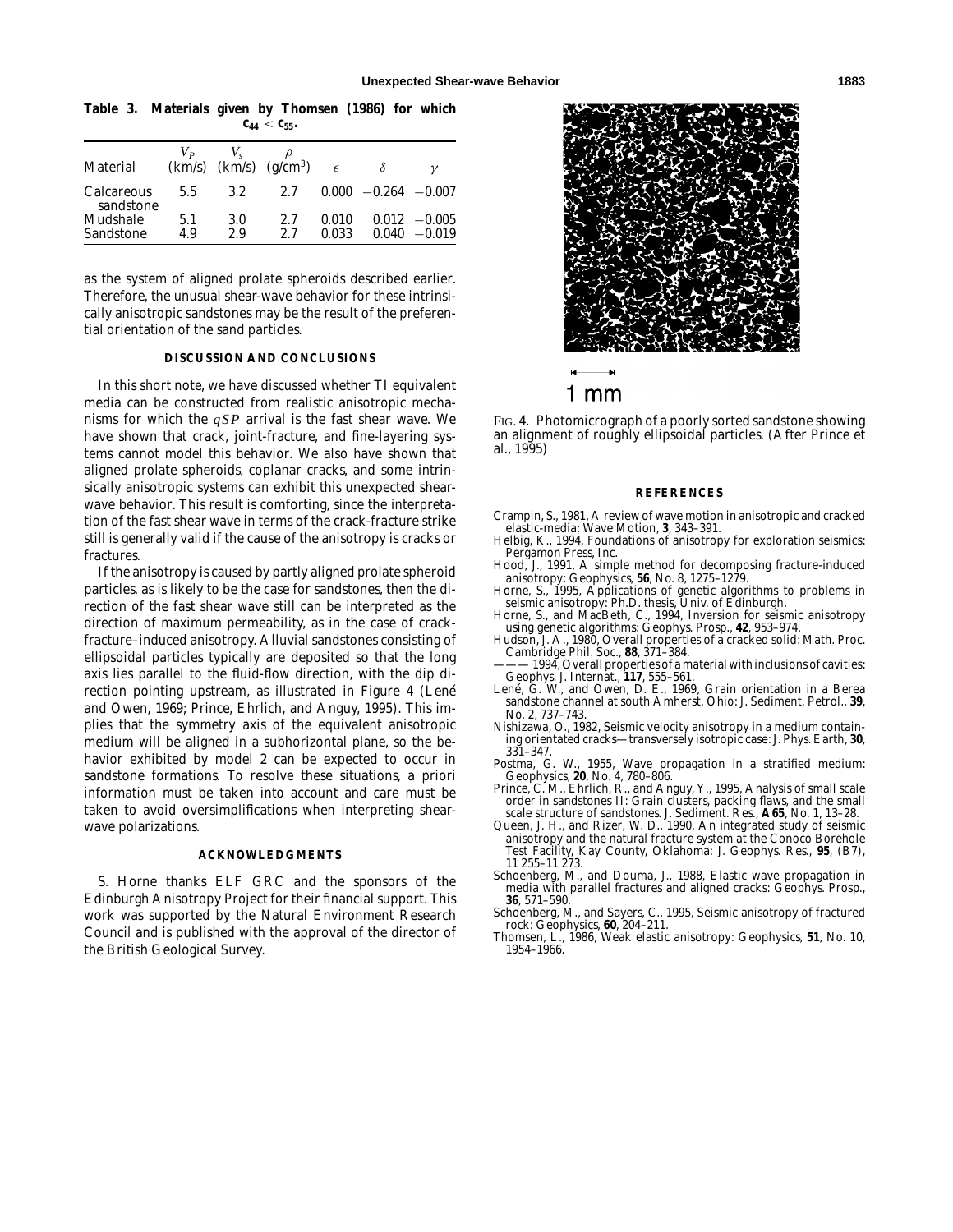**Table 3. Materials given by Thomsen (1986) for which $c_{44} < c_{55}$.**

| Material | $V_P$ (km/s) | $V_s$ (km/s) | $\rho$ (g/cm$^3$) | $\epsilon$ | $\delta$ | $\gamma$ |
|---|---|---|---|---|---|---|
| Calcareous sandstone | 5.5 | 3.2 | 2.7 | 0.000 | −0.264 | −0.007 |
| Mudshale | 5.1 | 3.0 | 2.7 | 0.010 | 0.012 | −0.005 |
| Sandstone | 4.9 | 2.9 | 2.7 | 0.033 | 0.040 | −0.019 |

as the system of aligned prolate spheroids described earlier. Therefore, the unusual shear-wave behavior for these intrinsically anisotropic sandstones may be the result of the preferential orientation of the sand particles.

## DISCUSSION AND CONCLUSIONS

In this short note, we have discussed whether TI equivalent media can be constructed from realistic anisotropic mechanisms for which the $qSP$ arrival is the fast shear wave. We have shown that crack, joint-fracture, and fine-layering systems cannot model this behavior. We also have shown that aligned prolate spheroids, coplanar cracks, and some intrinsically anisotropic systems can exhibit this unexpected shear-wave behavior. This result is comforting, since the interpretation of the fast shear wave in terms of the crack-fracture strike still is generally valid if the cause of the anisotropy is cracks or fractures.

If the anisotropy is caused by partly aligned prolate spheroid particles, as is likely to be the case for sandstones, then the direction of the fast shear wave still can be interpreted as the direction of maximum permeability, as in the case of crack-fracture–induced anisotropy. Alluvial sandstones consisting of ellipsoidal particles typically are deposited so that the long axis lies parallel to the fluid-flow direction, with the dip direction pointing upstream, as illustrated in Figure 4 (Lené and Owen, 1969; Prince, Ehrlich, and Anguy, 1995). This implies that the symmetry axis of the equivalent anisotropic medium will be aligned in a subhorizontal plane, so the behavior exhibited by model 2 can be expected to occur in sandstone formations. To resolve these situations, a priori information must be taken into account and care must be taken to avoid oversimplifications when interpreting shear-wave polarizations.

## ACKNOWLEDGMENTS

S. Horne thanks ELF GRC and the sponsors of the Edinburgh Anisotropy Project for their financial support. This work was supported by the Natural Environment Research Council and is published with the approval of the director of the British Geological Survey.

1 mm

FIG. 4. Photomicrograph of a poorly sorted sandstone showing an alignment of roughly ellipsoidal particles. (After Prince et al., 1995)

## REFERENCES

Crampin, S., 1981, A review of wave motion in anisotropic and cracked elastic-media: Wave Motion, **3**, 343–391.

Helbig, K., 1994, Foundations of anisotropy for exploration seismics: Pergamon Press, Inc.

Hood, J., 1991, A simple method for decomposing fracture-induced anisotropy: Geophysics, **56**, No. 8, 1275–1279.

Horne, S., 1995, Applications of genetic algorithms to problems in seismic anisotropy: Ph.D. thesis, Univ. of Edinburgh.

Horne, S., and MacBeth, C., 1994, Inversion for seismic anisotropy using genetic algorithms: Geophys. Prosp., **42**, 953–974.

Hudson, J. A., 1980, Overall properties of a cracked solid: Math. Proc. Cambridge Phil. Soc., **88**, 371–384.

——— 1994, Overall properties of a material with inclusions of cavities: Geophys. J. Internat., **117**, 555–561.

Lené, G. W., and Owen, D. E., 1969, Grain orientation in a Berea sandstone channel at south Amherst, Ohio: J. Sediment. Petrol., **39**, No. 2, 737–743.

Nishizawa, O., 1982, Seismic velocity anisotropy in a medium containing orientated cracks—transversely isotropic case: J. Phys. Earth, **30**, 331–347.

Postma, G. W., 1955, Wave propagation in a stratified medium: Geophysics, **20**, No. 4, 780–806.

Prince, C. M., Ehrlich, R., and Anguy, Y., 1995, Analysis of small scale order in sandstones II: Grain clusters, packing flaws, and the small scale structure of sandstones. J. Sediment. Res., **A65**, No. 1, 13–28.

Queen, J. H., and Rizer, W. D., 1990, An integrated study of seismic anisotropy and the natural fracture system at the Conoco Borehole Test Facility, Kay County, Oklahoma: J. Geophys. Res., **95**, (B7), 11 255–11 273.

Schoenberg, M., and Douma, J., 1988, Elastic wave propagation in media with parallel fractures and aligned cracks: Geophys. Prosp., **36**, 571–590.

Schoenberg, M., and Sayers, C., 1995, Seismic anisotropy of fractured rock: Geophysics, **60**, 204–211.

Thomsen, L., 1986, Weak elastic anisotropy: Geophysics, **51**, No. 10, 1954–1966.